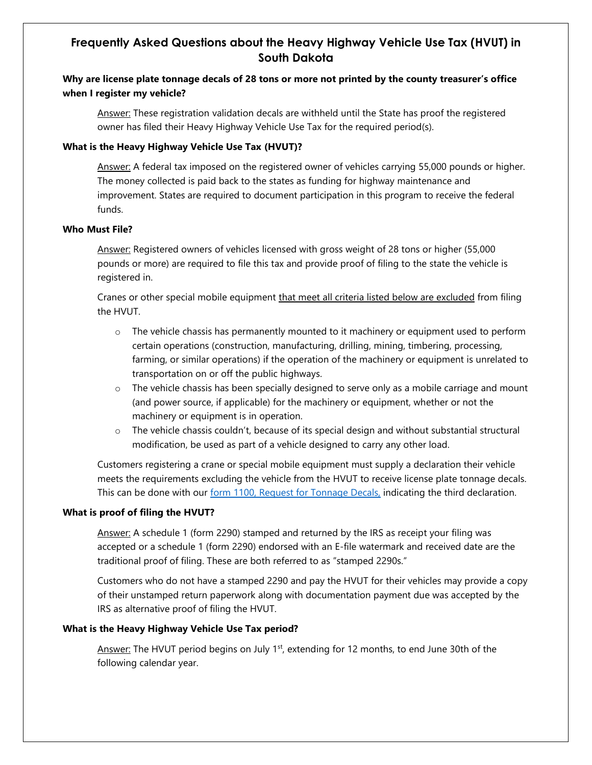# Frequently Asked Questions about the Heavy Highway Vehicle Use Tax (HVUT) in South Dakota

**Why are license plate tonnage decals of 28 tons or more not printed by the county treasurer's office when I register my vehicle?**

Answer: These registration validation decals are withheld until the State has proof the registered owner has filed their Heavy Highway Vehicle Use Tax for the required period(s).

**What is the Heavy Highway Vehicle Use Tax (HVUT)?**

Answer: A federal tax imposed on the registered owner of vehicles carrying 55,000 pounds or higher. The money collected is paid back to the states as funding for highway maintenance and improvement. States are required to document participation in this program to receive the federal funds.

**Who Must File?**

Answer: Registered owners of vehicles licensed with gross weight of 28 tons or higher (55,000 pounds or more) are required to file this tax and provide proof of filing to the state the vehicle is registered in.

Cranes or other special mobile equipment that meet all criteria listed below are excluded from filing the HVUT.

- The vehicle chassis has permanently mounted to it machinery or equipment used to perform certain operations (construction, manufacturing, drilling, mining, timbering, processing, farming, or similar operations) if the operation of the machinery or equipment is unrelated to transportation on or off the public highways.
- The vehicle chassis has been specially designed to serve only as a mobile carriage and mount (and power source, if applicable) for the machinery or equipment, whether or not the machinery or equipment is in operation.
- The vehicle chassis couldn't, because of its special design and without substantial structural modification, be used as part of a vehicle designed to carry any other load.

Customers registering a crane or special mobile equipment must supply a declaration their vehicle meets the requirements excluding the vehicle from the HVUT to receive license plate tonnage decals. This can be done with our form 1100, Request for Tonnage Decals, indicating the third declaration.

**What is proof of filing the HVUT?**

Answer: A schedule 1 (form 2290) stamped and returned by the IRS as receipt your filing was accepted or a schedule 1 (form 2290) endorsed with an E-file watermark and received date are the traditional proof of filing. These are both referred to as "stamped 2290s."

Customers who do not have a stamped 2290 and pay the HVUT for their vehicles may provide a copy of their unstamped return paperwork along with documentation payment due was accepted by the IRS as alternative proof of filing the HVUT.

**What is the Heavy Highway Vehicle Use Tax period?**

Answer: The HVUT period begins on July 1st, extending for 12 months, to end June 30th of the following calendar year.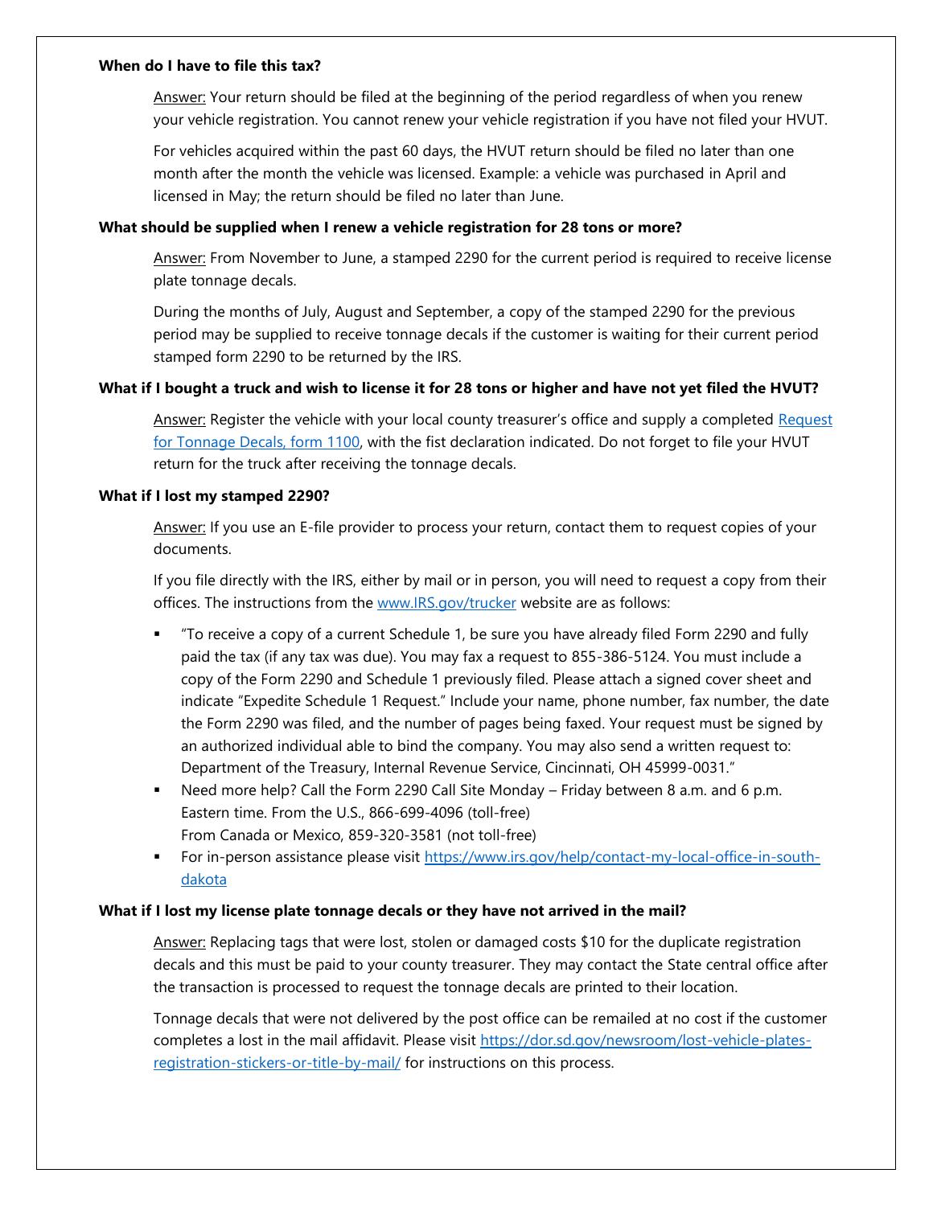**When do I have to file this tax?**

Answer: Your return should be filed at the beginning of the period regardless of when you renew your vehicle registration. You cannot renew your vehicle registration if you have not filed your HVUT.

For vehicles acquired within the past 60 days, the HVUT return should be filed no later than one month after the month the vehicle was licensed. Example: a vehicle was purchased in April and licensed in May; the return should be filed no later than June.

**What should be supplied when I renew a vehicle registration for 28 tons or more?**

Answer: From November to June, a stamped 2290 for the current period is required to receive license plate tonnage decals.

During the months of July, August and September, a copy of the stamped 2290 for the previous period may be supplied to receive tonnage decals if the customer is waiting for their current period stamped form 2290 to be returned by the IRS.

**What if I bought a truck and wish to license it for 28 tons or higher and have not yet filed the HVUT?**

Answer: Register the vehicle with your local county treasurer's office and supply a completed [Request for Tonnage Decals, form 1100](), with the fist declaration indicated. Do not forget to file your HVUT return for the truck after receiving the tonnage decals.

**What if I lost my stamped 2290?**

Answer: If you use an E-file provider to process your return, contact them to request copies of your documents.

If you file directly with the IRS, either by mail or in person, you will need to request a copy from their offices. The instructions from the [www.IRS.gov/trucker](www.IRS.gov/trucker) website are as follows:

- "To receive a copy of a current Schedule 1, be sure you have already filed Form 2290 and fully paid the tax (if any tax was due). You may fax a request to 855-386-5124. You must include a copy of the Form 2290 and Schedule 1 previously filed. Please attach a signed cover sheet and indicate "Expedite Schedule 1 Request." Include your name, phone number, fax number, the date the Form 2290 was filed, and the number of pages being faxed. Your request must be signed by an authorized individual able to bind the company. You may also send a written request to: Department of the Treasury, Internal Revenue Service, Cincinnati, OH 45999-0031."
- Need more help? Call the Form 2290 Call Site Monday – Friday between 8 a.m. and 6 p.m. Eastern time. From the U.S., 866-699-4096 (toll-free)
  From Canada or Mexico, 859-320-3581 (not toll-free)
- For in-person assistance please visit [https://www.irs.gov/help/contact-my-local-office-in-south-dakota](https://www.irs.gov/help/contact-my-local-office-in-south-dakota)

**What if I lost my license plate tonnage decals or they have not arrived in the mail?**

Answer: Replacing tags that were lost, stolen or damaged costs $10 for the duplicate registration decals and this must be paid to your county treasurer. They may contact the State central office after the transaction is processed to request the tonnage decals are printed to their location.

Tonnage decals that were not delivered by the post office can be remailed at no cost if the customer completes a lost in the mail affidavit. Please visit [https://dor.sd.gov/newsroom/lost-vehicle-plates-registration-stickers-or-title-by-mail/](https://dor.sd.gov/newsroom/lost-vehicle-plates-registration-stickers-or-title-by-mail/) for instructions on this process.